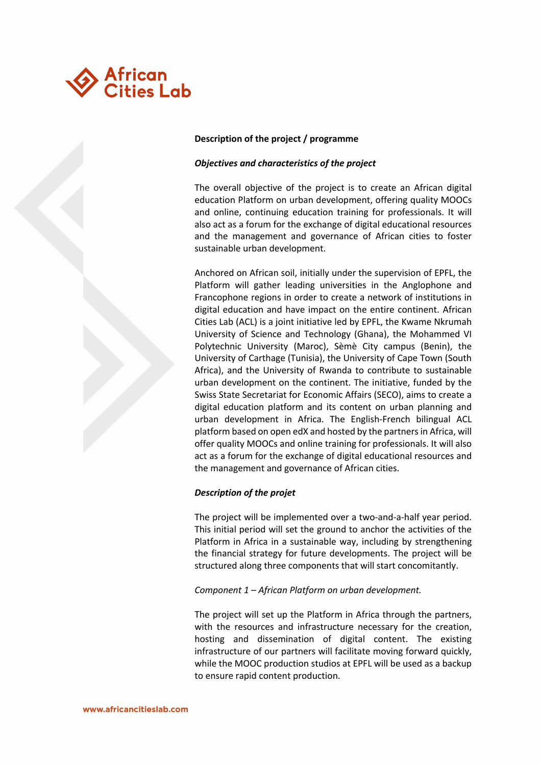**Description of the project / programme**

***Objectives and characteristics of the project***

The overall objective of the project is to create an African digital education Platform on urban development, offering quality MOOCs and online, continuing education training for professionals. It will also act as a forum for the exchange of digital educational resources and the management and governance of African cities to foster sustainable urban development.

Anchored on African soil, initially under the supervision of EPFL, the Platform will gather leading universities in the Anglophone and Francophone regions in order to create a network of institutions in digital education and have impact on the entire continent. African Cities Lab (ACL) is a joint initiative led by EPFL, the Kwame Nkrumah University of Science and Technology (Ghana), the Mohammed VI Polytechnic University (Maroc), Sèmè City campus (Benin), the University of Carthage (Tunisia), the University of Cape Town (South Africa), and the University of Rwanda to contribute to sustainable urban development on the continent. The initiative, funded by the Swiss State Secretariat for Economic Affairs (SECO), aims to create a digital education platform and its content on urban planning and urban development in Africa. The English-French bilingual ACL platform based on open edX and hosted by the partners in Africa, will offer quality MOOCs and online training for professionals. It will also act as a forum for the exchange of digital educational resources and the management and governance of African cities.

***Description of the projet***

The project will be implemented over a two-and-a-half year period. This initial period will set the ground to anchor the activities of the Platform in Africa in a sustainable way, including by strengthening the financial strategy for future developments. The project will be structured along three components that will start concomitantly.

*Component 1 – African Platform on urban development.*

The project will set up the Platform in Africa through the partners, with the resources and infrastructure necessary for the creation, hosting and dissemination of digital content. The existing infrastructure of our partners will facilitate moving forward quickly, while the MOOC production studios at EPFL will be used as a backup to ensure rapid content production.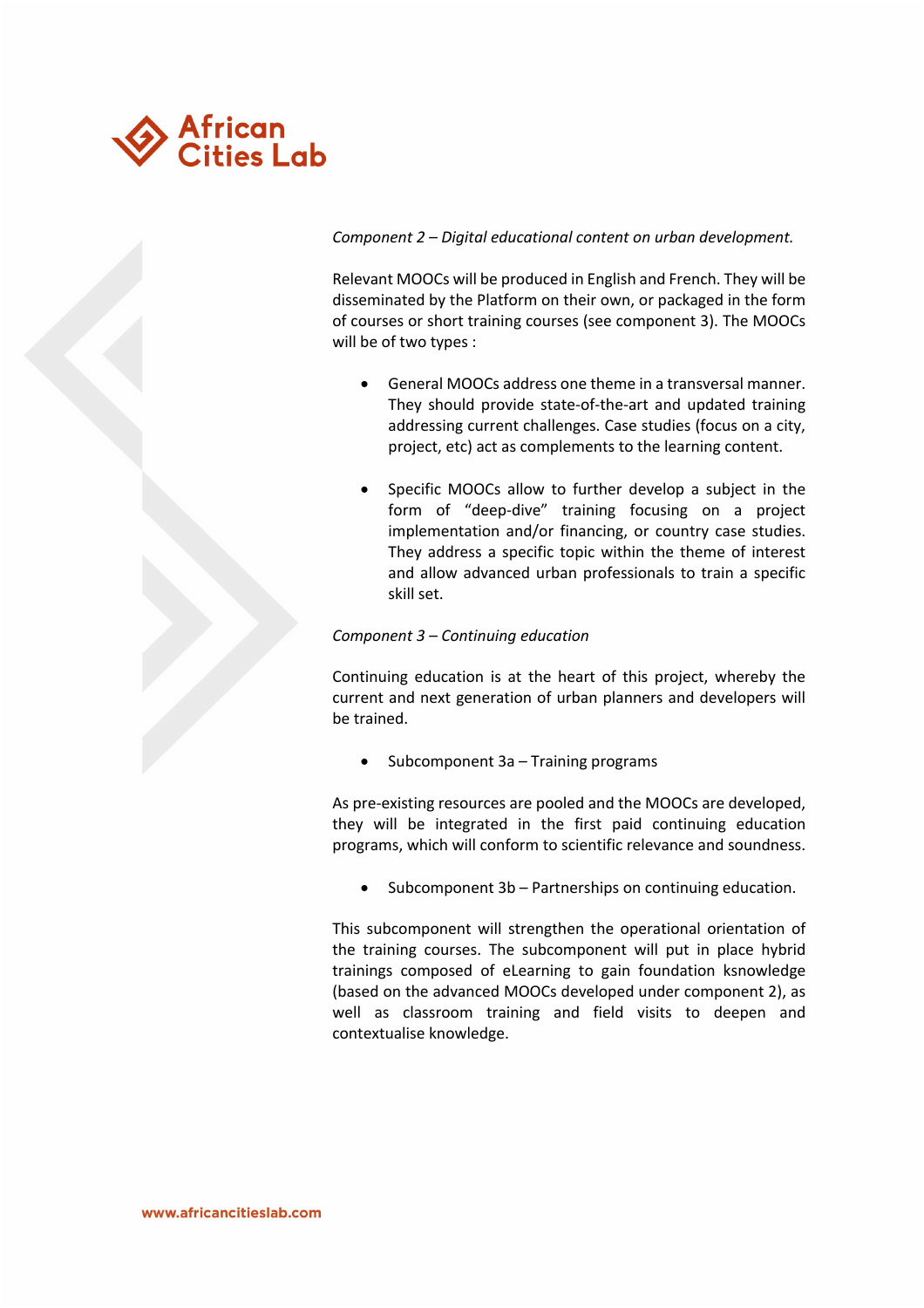*Component 2 – Digital educational content on urban development.*

Relevant MOOCs will be produced in English and French. They will be disseminated by the Platform on their own, or packaged in the form of courses or short training courses (see component 3). The MOOCs will be of two types :

- General MOOCs address one theme in a transversal manner. They should provide state-of-the-art and updated training addressing current challenges. Case studies (focus on a city, project, etc) act as complements to the learning content.

- Specific MOOCs allow to further develop a subject in the form of "deep-dive" training focusing on a project implementation and/or financing, or country case studies. They address a specific topic within the theme of interest and allow advanced urban professionals to train a specific skill set.

*Component 3 – Continuing education*

Continuing education is at the heart of this project, whereby the current and next generation of urban planners and developers will be trained.

- Subcomponent 3a – Training programs

As pre-existing resources are pooled and the MOOCs are developed, they will be integrated in the first paid continuing education programs, which will conform to scientific relevance and soundness.

- Subcomponent 3b – Partnerships on continuing education.

This subcomponent will strengthen the operational orientation of the training courses. The subcomponent will put in place hybrid trainings composed of eLearning to gain foundation ksnowledge (based on the advanced MOOCs developed under component 2), as well as classroom training and field visits to deepen and contextualise knowledge.